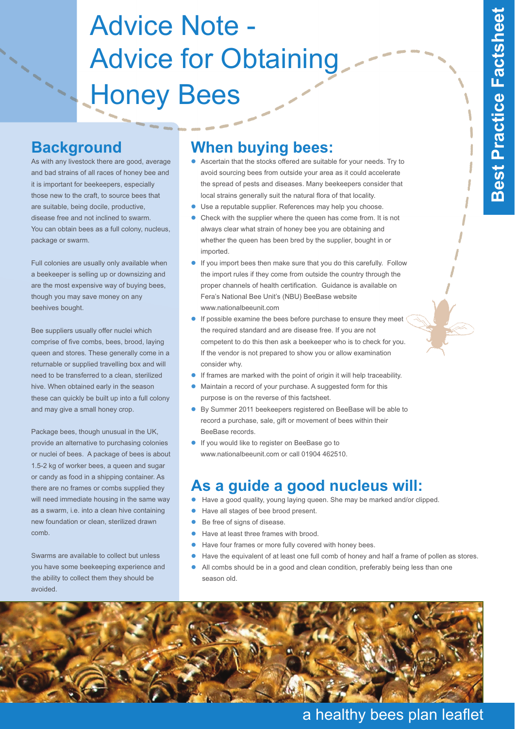# Advice Note - Advice for Obtaining Honey Bees

Best Practice Factsheet

## Background

As with any livestock there are good, average and bad strains of all races of honey bee and it is important for beekeepers, especially those new to the craft, to source bees that are suitable, being docile, productive, disease free and not inclined to swarm. You can obtain bees as a full colony, nucleus, package or swarm.

Full colonies are usually only available when a beekeeper is selling up or downsizing and are the most expensive way of buying bees, though you may save money on any beehives bought.

Bee suppliers usually offer nuclei which comprise of five combs, bees, brood, laying queen and stores. These generally come in a returnable or supplied travelling box and will need to be transferred to a clean, sterilized hive. When obtained early in the season these can quickly be built up into a full colony and may give a small honey crop.

Package bees, though unusual in the UK, provide an alternative to purchasing colonies or nuclei of bees. A package of bees is about 1.5-2 kg of worker bees, a queen and sugar or candy as food in a shipping container. As there are no frames or combs supplied they will need immediate housing in the same way as a swarm, i.e. into a clean hive containing new foundation or clean, sterilized drawn comb.

Swarms are available to collect but unless you have some beekeeping experience and the ability to collect them they should be avoided.

## When buying bees:

- Ascertain that the stocks offered are suitable for your needs. Try to avoid sourcing bees from outside your area as it could accelerate the spread of pests and diseases. Many beekeepers consider that local strains generally suit the natural flora of that locality.
- Use a reputable supplier. References may help you choose.
- Check with the supplier where the queen has come from. It is not always clear what strain of honey bee you are obtaining and whether the queen has been bred by the supplier, bought in or imported.
- If you import bees then make sure that you do this carefully. Follow the import rules if they come from outside the country through the proper channels of health certification. Guidance is available on Fera's National Bee Unit's (NBU) BeeBase website www.nationalbeeunit.com
- If possible examine the bees before purchase to ensure they meet the required standard and are disease free. If you are not competent to do this then ask a beekeeper who is to check for you. If the vendor is not prepared to show you or allow examination consider why.
- If frames are marked with the point of origin it will help traceability.
- Maintain a record of your purchase. A suggested form for this purpose is on the reverse of this factsheet.
- By Summer 2011 beekeepers registered on BeeBase will be able to record a purchase, sale, gift or movement of bees within their BeeBase records.
- If you would like to register on BeeBase go to www.nationalbeeunit.com or call 01904 462510.

## As a guide a good nucleus will:

- Have a good quality, young laying queen. She may be marked and/or clipped.
- Have all stages of bee brood present.
- Be free of signs of disease.
- Have at least three frames with brood.
- Have four frames or more fully covered with honey bees.
- Have the equivalent of at least one full comb of honey and half a frame of pollen as stores.
- All combs should be in a good and clean condition, preferably being less than one season old.

a healthy bees plan leaflet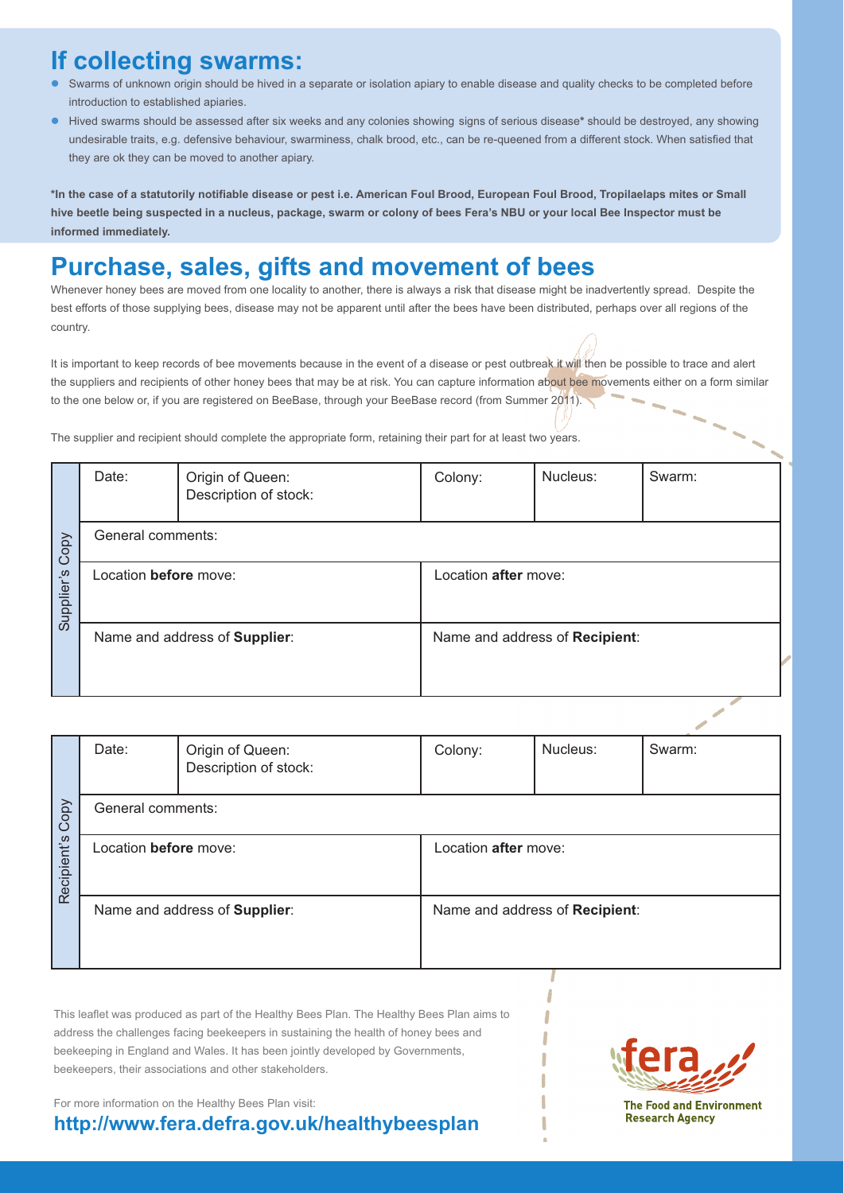## If collecting swarms:

- Swarms of unknown origin should be hived in a separate or isolation apiary to enable disease and quality checks to be completed before introduction to established apiaries.
- Hived swarms should be assessed after six weeks and any colonies showing signs of serious disease* should be destroyed, any showing undesirable traits, e.g. defensive behaviour, swarminess, chalk brood, etc., can be re-queened from a different stock. When satisfied that they are ok they can be moved to another apiary.

**\*In the case of a statutorily notifiable disease or pest i.e. American Foul Brood, European Foul Brood, Tropilaelaps mites or Small hive beetle being suspected in a nucleus, package, swarm or colony of bees Fera's NBU or your local Bee Inspector must be informed immediately.**

## Purchase, sales, gifts and movement of bees

Whenever honey bees are moved from one locality to another, there is always a risk that disease might be inadvertently spread. Despite the best efforts of those supplying bees, disease may not be apparent until after the bees have been distributed, perhaps over all regions of the country.

It is important to keep records of bee movements because in the event of a disease or pest outbreak it will then be possible to trace and alert the suppliers and recipients of other honey bees that may be at risk. You can capture information about bee movements either on a form similar to the one below or, if you are registered on BeeBase, through your BeeBase record (from Summer 2011).

The supplier and recipient should complete the appropriate form, retaining their part for at least two years.

**Supplier's Copy**

| | | | | |
|---|---|---|---|---|
| Date: | Origin of Queen: Description of stock: | Colony: | Nucleus: | Swarm: |
| General comments: | | | | |
| Location **before** move: | | Location **after** move: | | |
| Name and address of **Supplier**: | | Name and address of **Recipient**: | | |

**Recipient's Copy**

| | | | | |
|---|---|---|---|---|
| Date: | Origin of Queen: Description of stock: | Colony: | Nucleus: | Swarm: |
| General comments: | | | | |
| Location **before** move: | | Location **after** move: | | |
| Name and address of **Supplier**: | | Name and address of **Recipient**: | | |

This leaflet was produced as part of the Healthy Bees Plan. The Healthy Bees Plan aims to address the challenges facing beekeepers in sustaining the health of honey bees and beekeeping in England and Wales. It has been jointly developed by Governments, beekeepers, their associations and other stakeholders.

For more information on the Healthy Bees Plan visit:

**http://www.fera.defra.gov.uk/healthybeesplan**

fera
The Food and Environment Research Agency